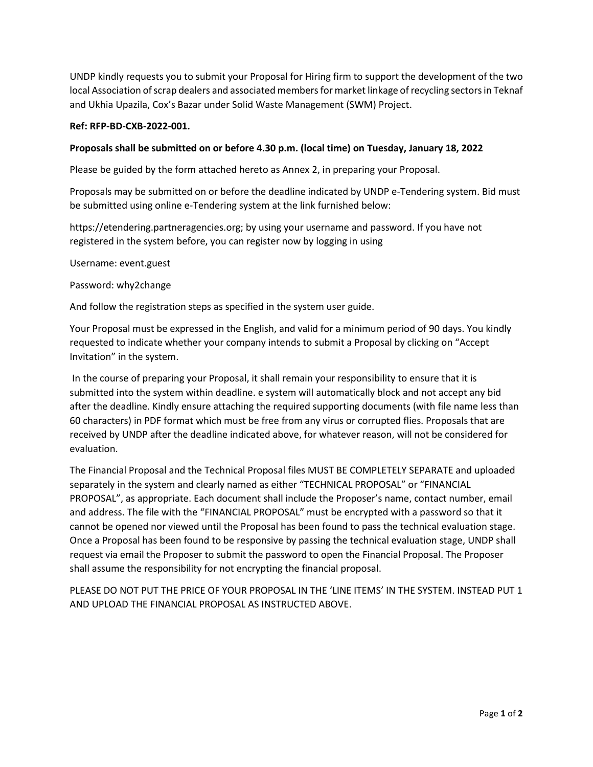UNDP kindly requests you to submit your Proposal for Hiring firm to support the development of the two local Association of scrap dealers and associated members for market linkage of recycling sectors in Teknaf and Ukhia Upazila, Cox's Bazar under Solid Waste Management (SWM) Project.

**Ref: RFP-BD-CXB-2022-001.**

**Proposals shall be submitted on or before 4.30 p.m. (local time) on Tuesday, January 18, 2022**

Please be guided by the form attached hereto as Annex 2, in preparing your Proposal.

Proposals may be submitted on or before the deadline indicated by UNDP e-Tendering system. Bid must be submitted using online e-Tendering system at the link furnished below:

https://etendering.partneragencies.org; by using your username and password. If you have not registered in the system before, you can register now by logging in using

Username: event.guest

Password: why2change

And follow the registration steps as specified in the system user guide.

Your Proposal must be expressed in the English, and valid for a minimum period of 90 days. You kindly requested to indicate whether your company intends to submit a Proposal by clicking on "Accept Invitation" in the system.

In the course of preparing your Proposal, it shall remain your responsibility to ensure that it is submitted into the system within deadline. e system will automatically block and not accept any bid after the deadline. Kindly ensure attaching the required supporting documents (with file name less than 60 characters) in PDF format which must be free from any virus or corrupted flies. Proposals that are received by UNDP after the deadline indicated above, for whatever reason, will not be considered for evaluation.

The Financial Proposal and the Technical Proposal files MUST BE COMPLETELY SEPARATE and uploaded separately in the system and clearly named as either "TECHNICAL PROPOSAL" or "FINANCIAL PROPOSAL", as appropriate. Each document shall include the Proposer's name, contact number, email and address. The file with the "FINANCIAL PROPOSAL" must be encrypted with a password so that it cannot be opened nor viewed until the Proposal has been found to pass the technical evaluation stage. Once a Proposal has been found to be responsive by passing the technical evaluation stage, UNDP shall request via email the Proposer to submit the password to open the Financial Proposal. The Proposer shall assume the responsibility for not encrypting the financial proposal.

PLEASE DO NOT PUT THE PRICE OF YOUR PROPOSAL IN THE 'LINE ITEMS' IN THE SYSTEM. INSTEAD PUT 1 AND UPLOAD THE FINANCIAL PROPOSAL AS INSTRUCTED ABOVE.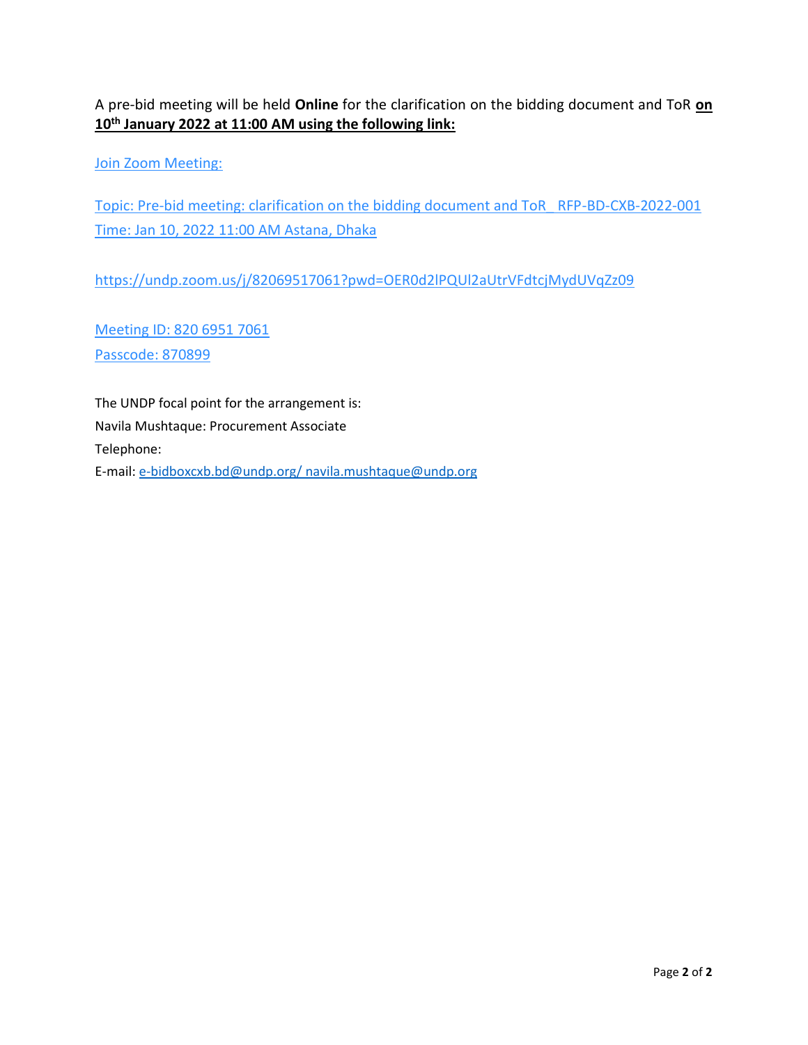A pre-bid meeting will be held **Online** for the clarification on the bidding document and ToR **on 10th January 2022 at 11:00 AM using the following link:**

Join Zoom Meeting:

Topic: Pre-bid meeting: clarification on the bidding document and ToR_ RFP-BD-CXB-2022-001
Time: Jan 10, 2022 11:00 AM Astana, Dhaka

https://undp.zoom.us/j/82069517061?pwd=OER0d2lPQUl2aUtrVFdtcjMydUVqZz09

Meeting ID: 820 6951 7061
Passcode: 870899

The UNDP focal point for the arrangement is:
Navila Mushtaque: Procurement Associate
Telephone:
E-mail: e-bidboxcxb.bd@undp.org/ navila.mushtaque@undp.org